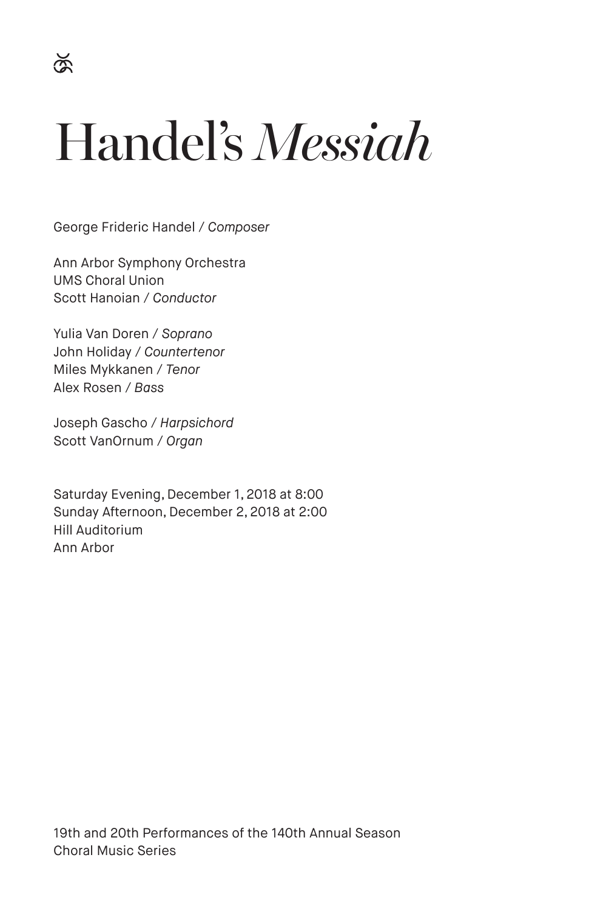# Handel's *Messiah*

George Frideric Handel / *Composer*

Ann Arbor Symphony Orchestra
UMS Choral Union
Scott Hanoian / *Conductor*

Yulia Van Doren / *Soprano*
John Holiday / *Countertenor*
Miles Mykkanen / *Tenor*
Alex Rosen / *Bass*

Joseph Gascho / *Harpsichord*
Scott VanOrnum / *Organ*

Saturday Evening, December 1, 2018 at 8:00
Sunday Afternoon, December 2, 2018 at 2:00
Hill Auditorium
Ann Arbor

19th and 20th Performances of the 140th Annual Season
Choral Music Series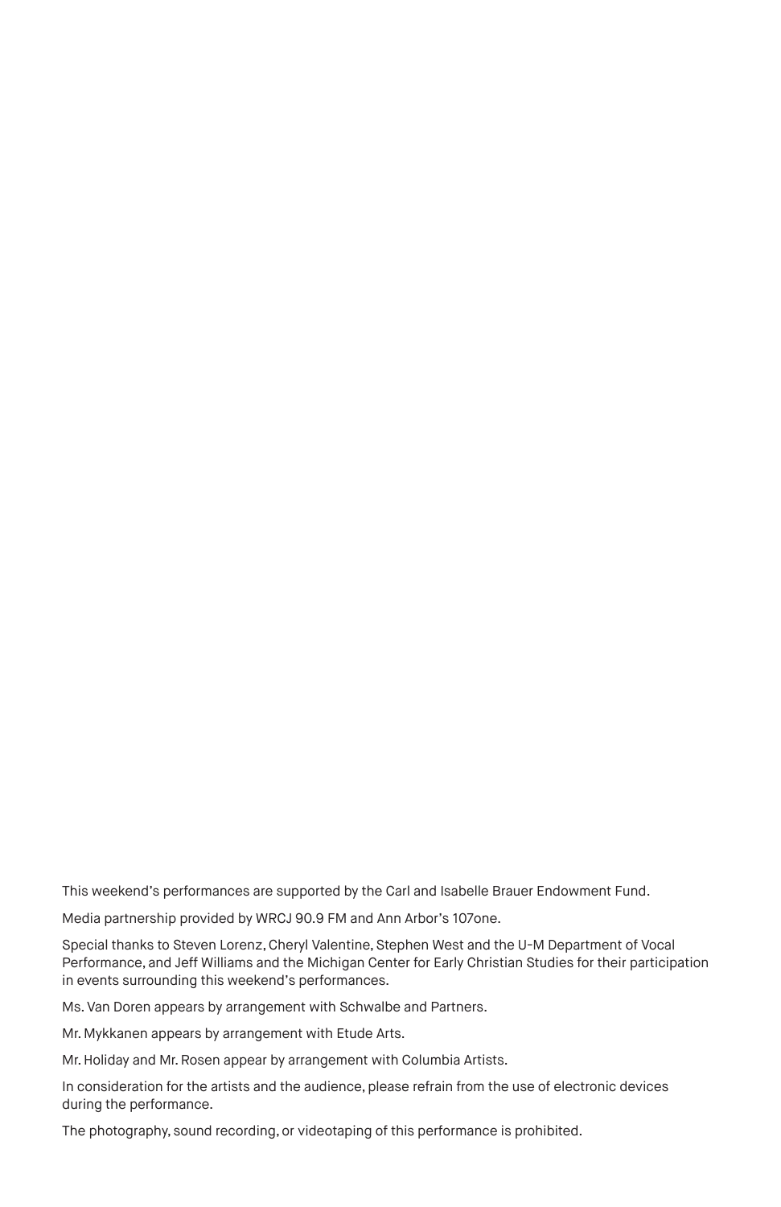This weekend's performances are supported by the Carl and Isabelle Brauer Endowment Fund.

Media partnership provided by WRCJ 90.9 FM and Ann Arbor's 107one.

Special thanks to Steven Lorenz, Cheryl Valentine, Stephen West and the U-M Department of Vocal Performance, and Jeff Williams and the Michigan Center for Early Christian Studies for their participation in events surrounding this weekend's performances.

Ms. Van Doren appears by arrangement with Schwalbe and Partners.

Mr. Mykkanen appears by arrangement with Etude Arts.

Mr. Holiday and Mr. Rosen appear by arrangement with Columbia Artists.

In consideration for the artists and the audience, please refrain from the use of electronic devices during the performance.

The photography, sound recording, or videotaping of this performance is prohibited.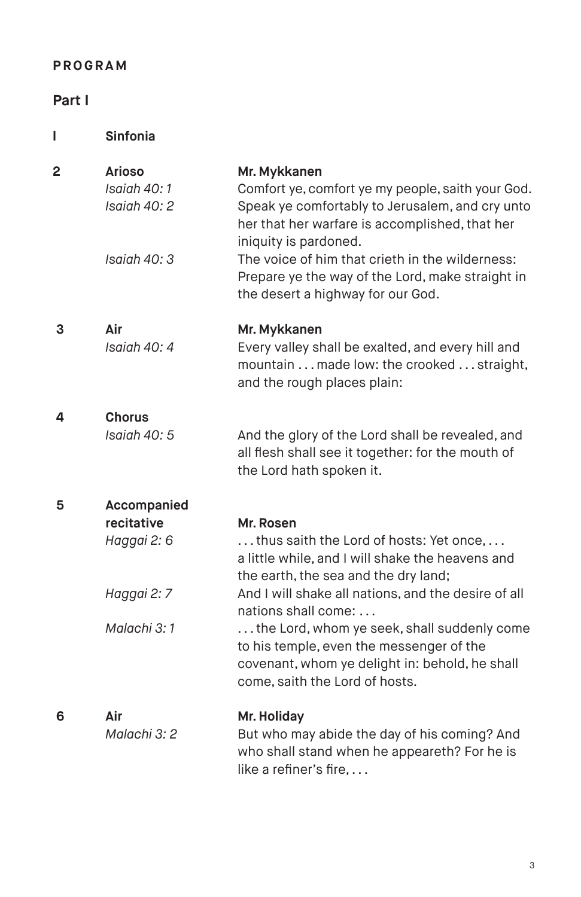**PROGRAM**

## Part I

| | | | |
|---|---|---|---|
| I | **Sinfonia** | | |
| 2 | **Arioso** | | **Mr. Mykkanen** |
| | | *Isaiah 40: 1* | Comfort ye, comfort ye my people, saith your God. |
| | | *Isaiah 40: 2* | Speak ye comfortably to Jerusalem, and cry unto her that her warfare is accomplished, that her iniquity is pardoned. |
| | | *Isaiah 40: 3* | The voice of him that crieth in the wilderness: Prepare ye the way of the Lord, make straight in the desert a highway for our God. |
| 3 | **Air** | | **Mr. Mykkanen** |
| | | *Isaiah 40: 4* | Every valley shall be exalted, and every hill and mountain . . . made low: the crooked . . . straight, and the rough places plain: |
| 4 | **Chorus** | | |
| | | *Isaiah 40: 5* | And the glory of the Lord shall be revealed, and all flesh shall see it together: for the mouth of the Lord hath spoken it. |
| 5 | **Accompanied recitative** | | **Mr. Rosen** |
| | | *Haggai 2: 6* | . . . thus saith the Lord of hosts: Yet once, . . . a little while, and I will shake the heavens and the earth, the sea and the dry land; |
| | | *Haggai 2: 7* | And I will shake all nations, and the desire of all nations shall come: . . . |
| | | *Malachi 3: 1* | . . . the Lord, whom ye seek, shall suddenly come to his temple, even the messenger of the covenant, whom ye delight in: behold, he shall come, saith the Lord of hosts. |
| 6 | **Air** | | **Mr. Holiday** |
| | | *Malachi 3: 2* | But who may abide the day of his coming? And who shall stand when he appeareth? For he is like a refiner's fire, . . . |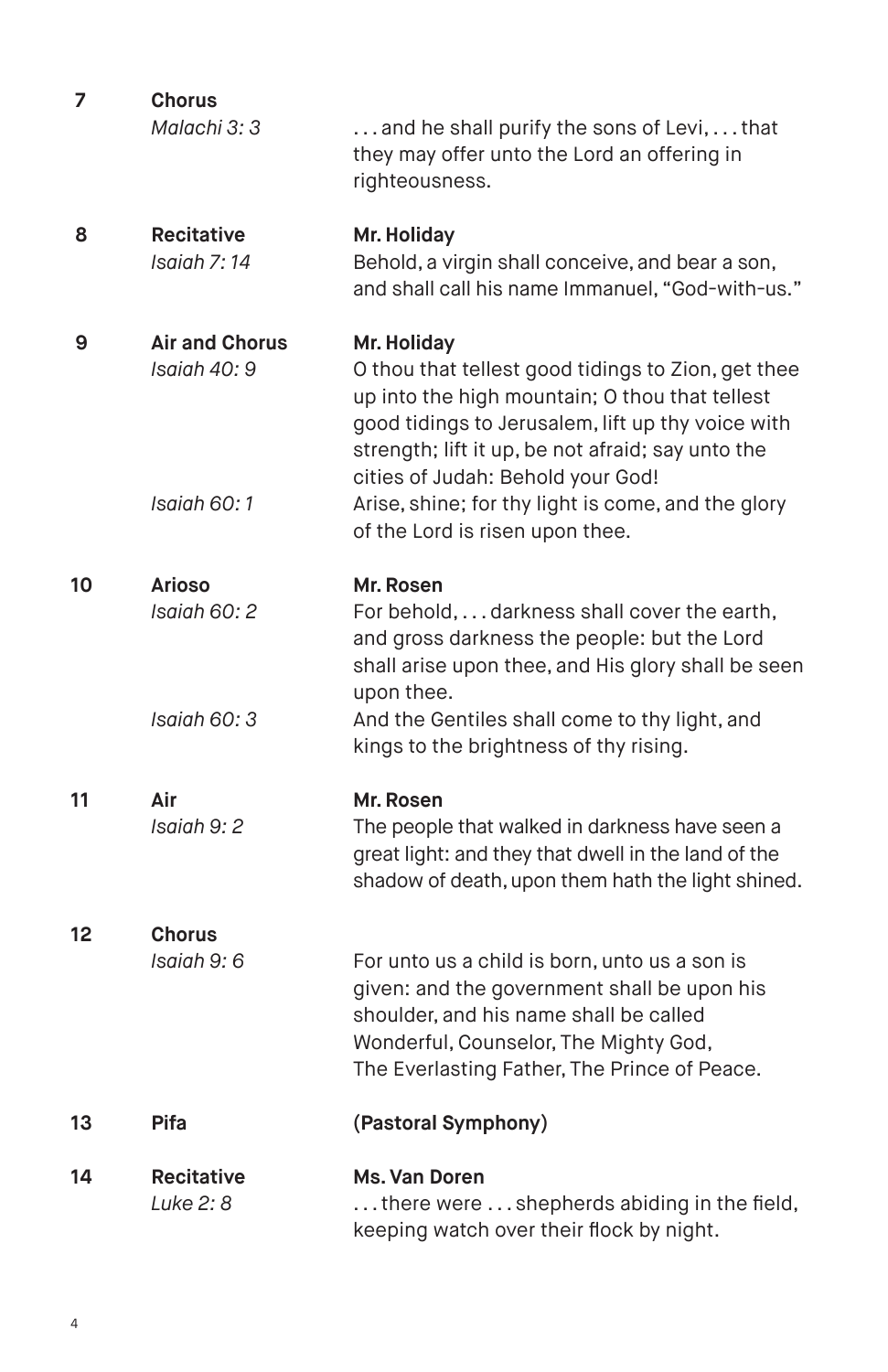| | | |
|---|---|---|
| 7 | **Chorus**<br>*Malachi 3: 3* | . . . and he shall purify the sons of Levi, . . . that they may offer unto the Lord an offering in righteousness. |
| 8 | **Recitative**<br>*Isaiah 7: 14* | **Mr. Holiday**<br>Behold, a virgin shall conceive, and bear a son, and shall call his name Immanuel, "God-with-us." |
| 9 | **Air and Chorus**<br>*Isaiah 40: 9* | **Mr. Holiday**<br>O thou that tellest good tidings to Zion, get thee up into the high mountain; O thou that tellest good tidings to Jerusalem, lift up thy voice with strength; lift it up, be not afraid; say unto the cities of Judah: Behold your God! |
| | *Isaiah 60: 1* | Arise, shine; for thy light is come, and the glory of the Lord is risen upon thee. |
| 10 | **Arioso**<br>*Isaiah 60: 2* | **Mr. Rosen**<br>For behold, . . . darkness shall cover the earth, and gross darkness the people: but the Lord shall arise upon thee, and His glory shall be seen upon thee. |
| | *Isaiah 60: 3* | And the Gentiles shall come to thy light, and kings to the brightness of thy rising. |
| 11 | **Air**<br>*Isaiah 9: 2* | **Mr. Rosen**<br>The people that walked in darkness have seen a great light: and they that dwell in the land of the shadow of death, upon them hath the light shined. |
| 12 | **Chorus**<br>*Isaiah 9: 6* | For unto us a child is born, unto us a son is given: and the government shall be upon his shoulder, and his name shall be called Wonderful, Counselor, The Mighty God, The Everlasting Father, The Prince of Peace. |
| 13 | **Pifa** | **(Pastoral Symphony)** |
| 14 | **Recitative**<br>*Luke 2: 8* | **Ms. Van Doren**<br>. . . there were . . . shepherds abiding in the field, keeping watch over their flock by night. |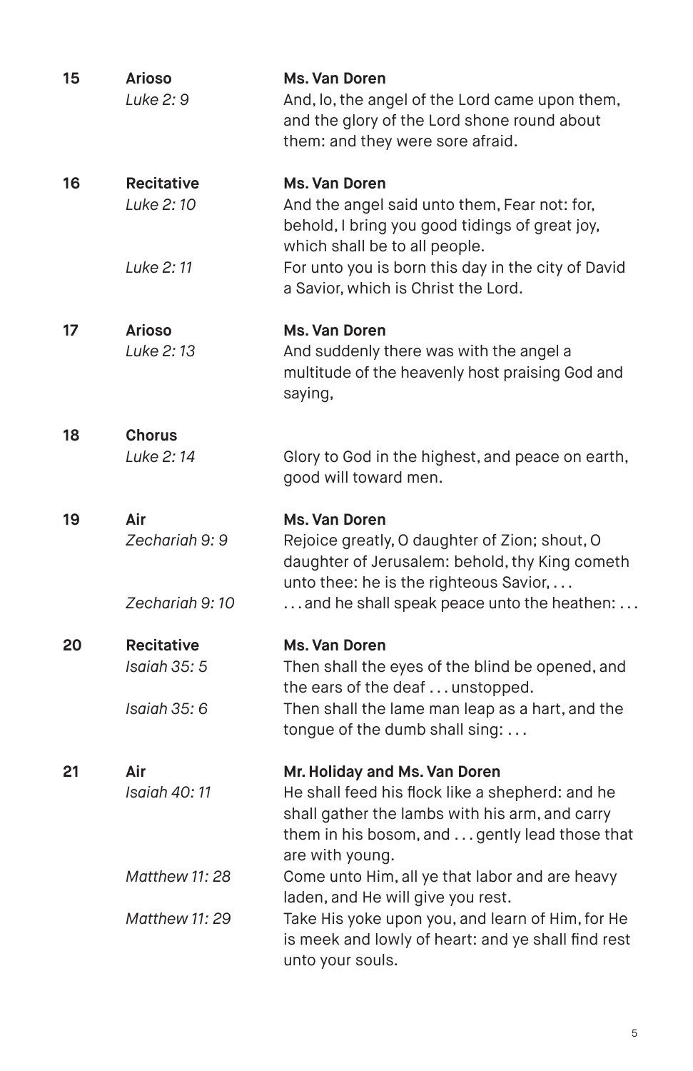**15** **Arioso** **Ms. Van Doren**

*Luke 2: 9* And, lo, the angel of the Lord came upon them, and the glory of the Lord shone round about them: and they were sore afraid.

**16** **Recitative** **Ms. Van Doren**

*Luke 2: 10* And the angel said unto them, Fear not: for, behold, I bring you good tidings of great joy, which shall be to all people.

*Luke 2: 11* For unto you is born this day in the city of David a Savior, which is Christ the Lord.

**17** **Arioso** **Ms. Van Doren**

*Luke 2: 13* And suddenly there was with the angel a multitude of the heavenly host praising God and saying,

**18** **Chorus**

*Luke 2: 14* Glory to God in the highest, and peace on earth, good will toward men.

**19** **Air** **Ms. Van Doren**

*Zechariah 9: 9* Rejoice greatly, O daughter of Zion; shout, O daughter of Jerusalem: behold, thy King cometh unto thee: he is the righteous Savior, . . .

*Zechariah 9: 10* . . . and he shall speak peace unto the heathen: . . .

**20** **Recitative** **Ms. Van Doren**

*Isaiah 35: 5* Then shall the eyes of the blind be opened, and the ears of the deaf . . . unstopped.

*Isaiah 35: 6* Then shall the lame man leap as a hart, and the tongue of the dumb shall sing: . . .

**21** **Air** **Mr. Holiday and Ms. Van Doren**

*Isaiah 40: 11* He shall feed his flock like a shepherd: and he shall gather the lambs with his arm, and carry them in his bosom, and . . . gently lead those that are with young.

*Matthew 11: 28* Come unto Him, all ye that labor and are heavy laden, and He will give you rest.

*Matthew 11: 29* Take His yoke upon you, and learn of Him, for He is meek and lowly of heart: and ye shall find rest unto your souls.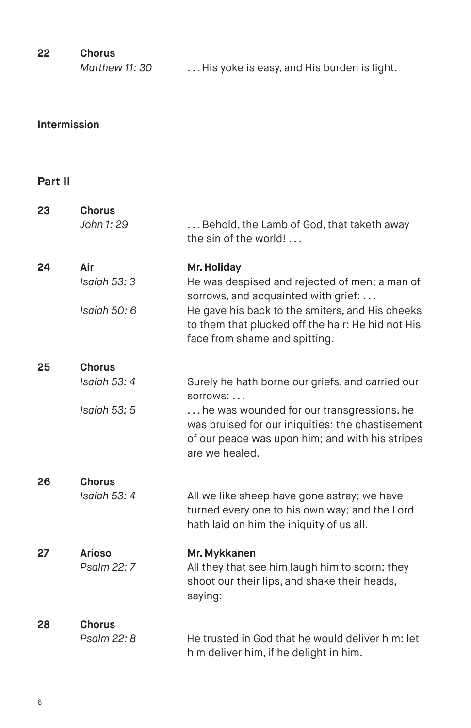**22** **Chorus**
*Matthew 11: 30*
. . . His yoke is easy, and His burden is light.

**Intermission**

## Part II

**23** **Chorus**
*John 1: 29*
. . . Behold, the Lamb of God, that taketh away the sin of the world! . . .

**24** **Air** — **Mr. Holiday**
*Isaiah 53: 3*
He was despised and rejected of men; a man of sorrows, and acquainted with grief: . . .
*Isaiah 50: 6*
He gave his back to the smiters, and His cheeks to them that plucked off the hair: He hid not His face from shame and spitting.

**25** **Chorus**
*Isaiah 53: 4*
Surely he hath borne our griefs, and carried our sorrows: . . .
*Isaiah 53: 5*
. . . he was wounded for our transgressions, he was bruised for our iniquities: the chastisement of our peace was upon him; and with his stripes are we healed.

**26** **Chorus**
*Isaiah 53: 4*
All we like sheep have gone astray; we have turned every one to his own way; and the Lord hath laid on him the iniquity of us all.

**27** **Arioso** — **Mr. Mykkanen**
*Psalm 22: 7*
All they that see him laugh him to scorn: they shoot our their lips, and shake their heads, saying:

**28** **Chorus**
*Psalm 22: 8*
He trusted in God that he would deliver him: let him deliver him, if he delight in him.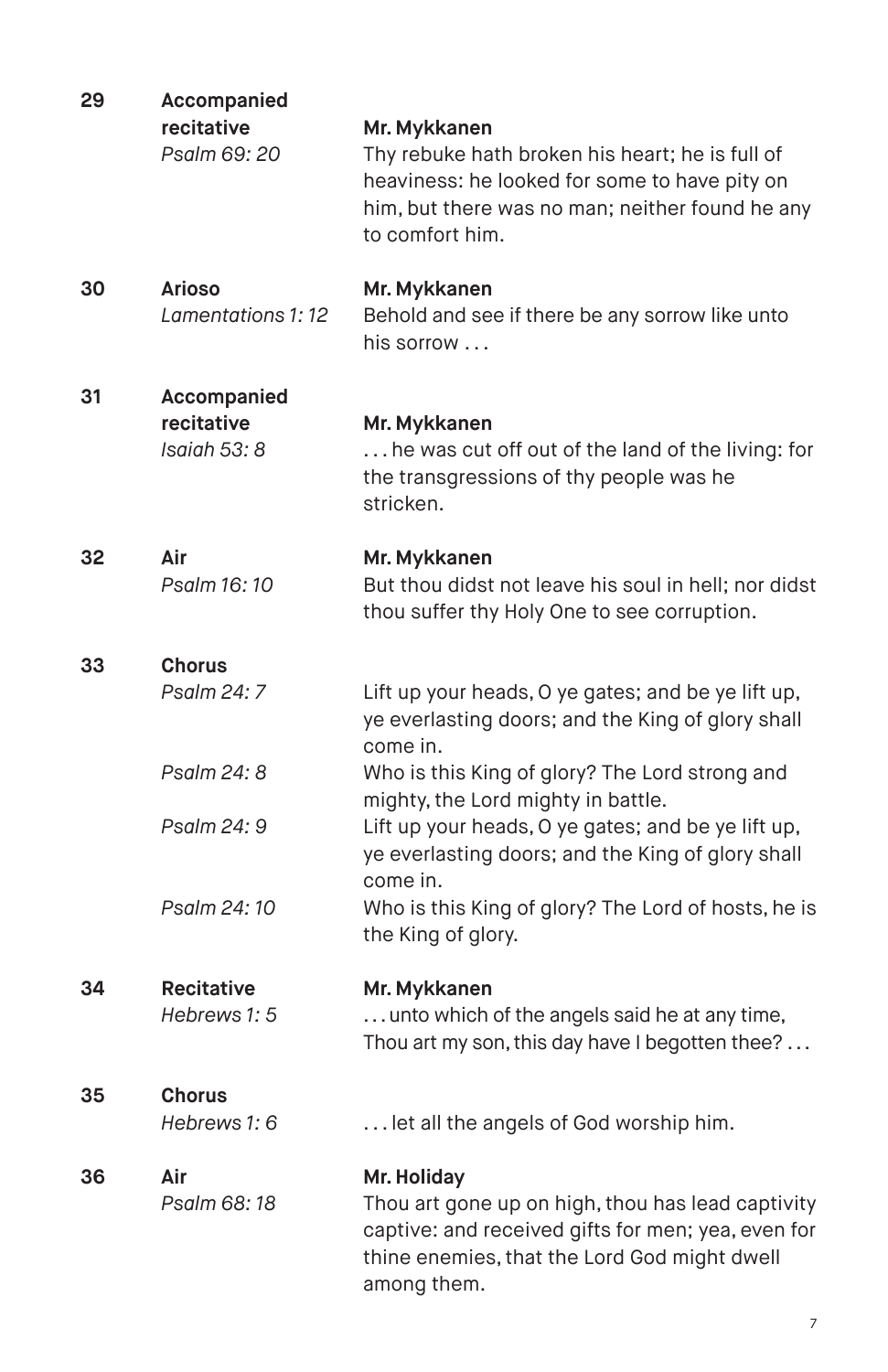**29** **Accompanied recitative**
*Psalm 69: 20*

**Mr. Mykkanen**
Thy rebuke hath broken his heart; he is full of heaviness: he looked for some to have pity on him, but there was no man; neither found he any to comfort him.

**30** **Arioso**
*Lamentations 1: 12*

**Mr. Mykkanen**
Behold and see if there be any sorrow like unto his sorrow . . .

**31** **Accompanied recitative**
*Isaiah 53: 8*

**Mr. Mykkanen**
. . . he was cut off out of the land of the living: for the transgressions of thy people was he stricken.

**32** **Air**
*Psalm 16: 10*

**Mr. Mykkanen**
But thou didst not leave his soul in hell; nor didst thou suffer thy Holy One to see corruption.

**33** **Chorus**

*Psalm 24: 7*
Lift up your heads, O ye gates; and be ye lift up, ye everlasting doors; and the King of glory shall come in.

*Psalm 24: 8*
Who is this King of glory? The Lord strong and mighty, the Lord mighty in battle.

*Psalm 24: 9*
Lift up your heads, O ye gates; and be ye lift up, ye everlasting doors; and the King of glory shall come in.

*Psalm 24: 10*
Who is this King of glory? The Lord of hosts, he is the King of glory.

**34** **Recitative**
*Hebrews 1: 5*

**Mr. Mykkanen**
. . . unto which of the angels said he at any time, Thou art my son, this day have I begotten thee? . . .

**35** **Chorus**
*Hebrews 1: 6*

. . . let all the angels of God worship him.

**36** **Air**
*Psalm 68: 18*

**Mr. Holiday**
Thou art gone up on high, thou has lead captivity captive: and received gifts for men; yea, even for thine enemies, that the Lord God might dwell among them.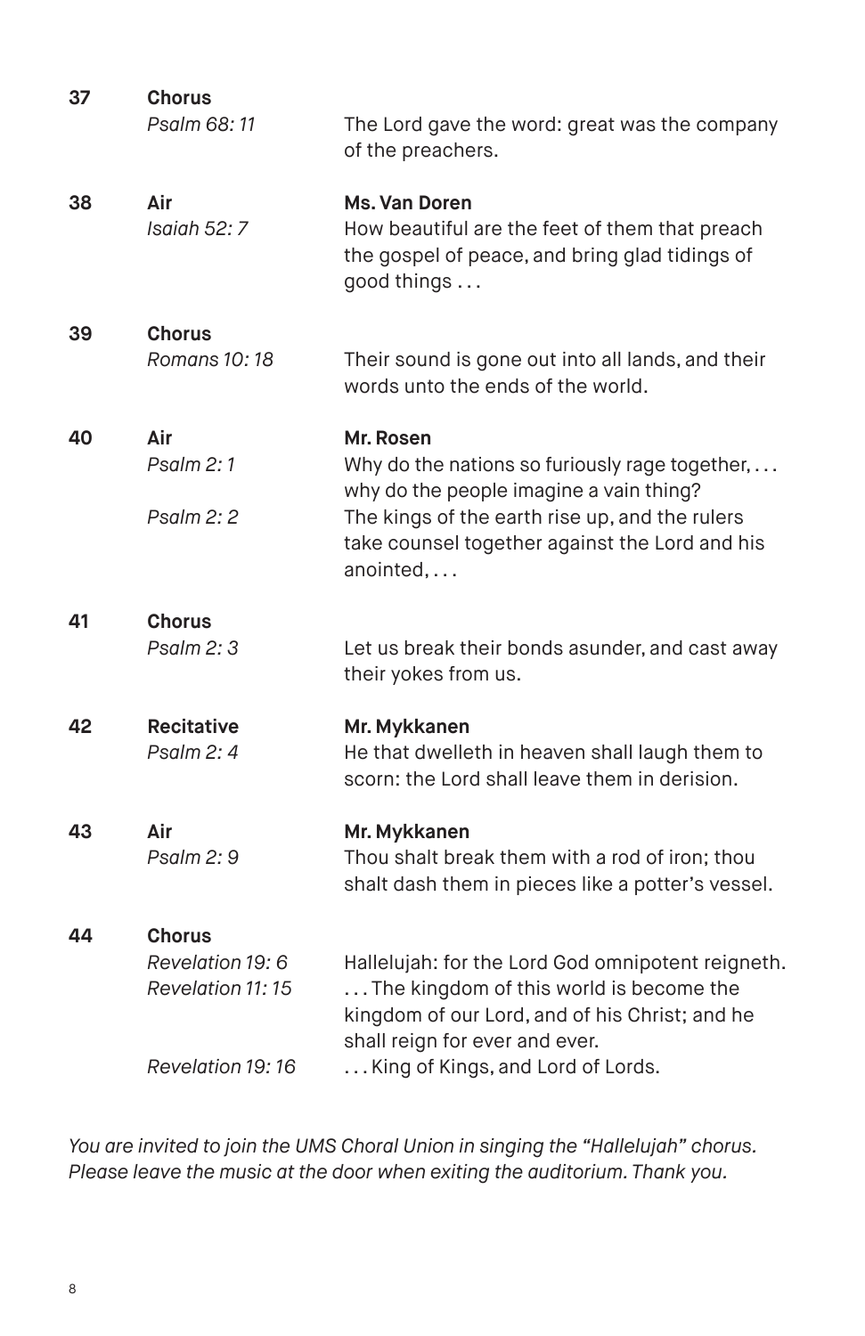**37** **Chorus**
*Psalm 68: 11*
The Lord gave the word: great was the company of the preachers.

**38** **Air**
*Isaiah 52: 7*
**Ms. Van Doren**
How beautiful are the feet of them that preach the gospel of peace, and bring glad tidings of good things . . .

**39** **Chorus**
*Romans 10: 18*
Their sound is gone out into all lands, and their words unto the ends of the world.

**40** **Air**
**Mr. Rosen**
*Psalm 2: 1*
Why do the nations so furiously rage together, . . . why do the people imagine a vain thing?
*Psalm 2: 2*
The kings of the earth rise up, and the rulers take counsel together against the Lord and his anointed, . . .

**41** **Chorus**
*Psalm 2: 3*
Let us break their bonds asunder, and cast away their yokes from us.

**42** **Recitative**
*Psalm 2: 4*
**Mr. Mykkanen**
He that dwelleth in heaven shall laugh them to scorn: the Lord shall leave them in derision.

**43** **Air**
*Psalm 2: 9*
**Mr. Mykkanen**
Thou shalt break them with a rod of iron; thou shalt dash them in pieces like a potter's vessel.

**44** **Chorus**
*Revelation 19: 6*
Hallelujah: for the Lord God omnipotent reigneth.
*Revelation 11: 15*
. . . The kingdom of this world is become the kingdom of our Lord, and of his Christ; and he shall reign for ever and ever.
*Revelation 19: 16*
. . . King of Kings, and Lord of Lords.

*You are invited to join the UMS Choral Union in singing the "Hallelujah" chorus. Please leave the music at the door when exiting the auditorium. Thank you.*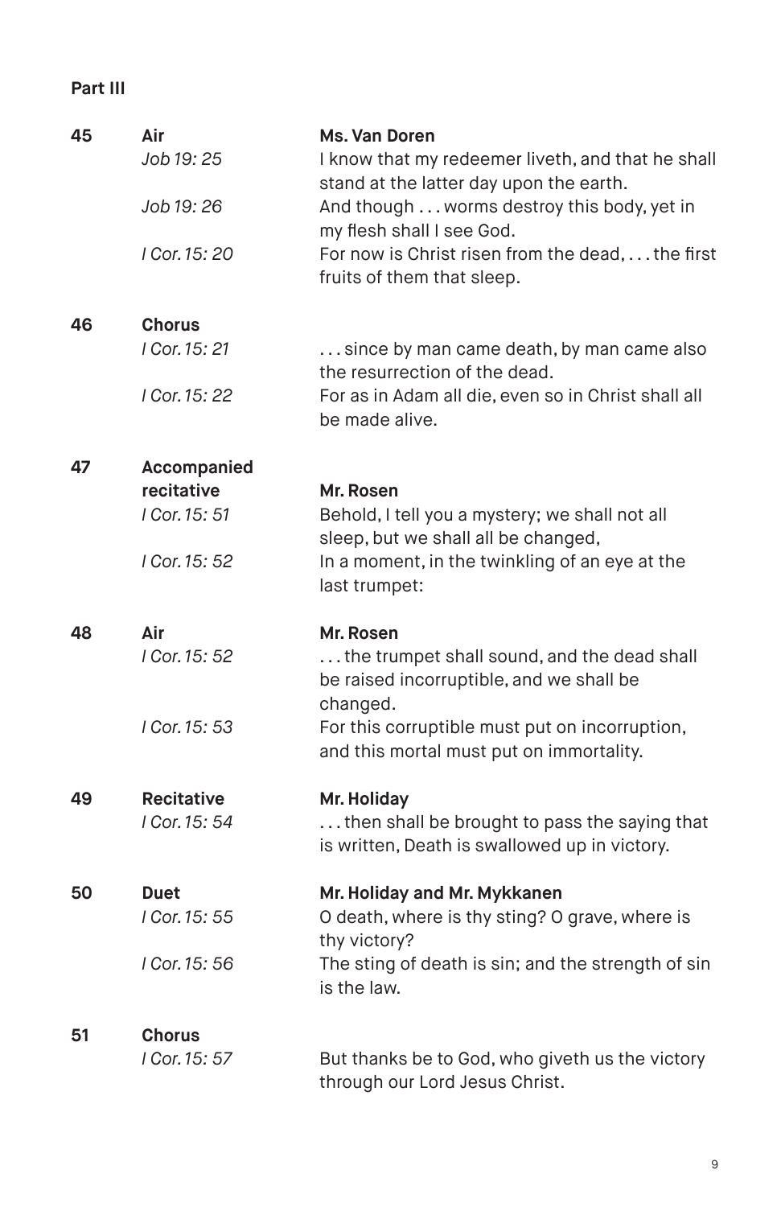**Part III**

| | | |
|---|---|---|
| **45** | **Air** | **Ms. Van Doren** |
| | *Job 19: 25* | I know that my redeemer liveth, and that he shall stand at the latter day upon the earth. |
| | *Job 19: 26* | And though . . . worms destroy this body, yet in my flesh shall I see God. |
| | *I Cor. 15: 20* | For now is Christ risen from the dead, . . . the first fruits of them that sleep. |
| **46** | **Chorus** | |
| | *I Cor. 15: 21* | . . . since by man came death, by man came also the resurrection of the dead. |
| | *I Cor. 15: 22* | For as in Adam all die, even so in Christ shall all be made alive. |
| **47** | **Accompanied recitative** | **Mr. Rosen** |
| | *I Cor. 15: 51* | Behold, I tell you a mystery; we shall not all sleep, but we shall all be changed, |
| | *I Cor. 15: 52* | In a moment, in the twinkling of an eye at the last trumpet: |
| **48** | **Air** | **Mr. Rosen** |
| | *I Cor. 15: 52* | . . . the trumpet shall sound, and the dead shall be raised incorruptible, and we shall be changed. |
| | *I Cor. 15: 53* | For this corruptible must put on incorruption, and this mortal must put on immortality. |
| **49** | **Recitative** | **Mr. Holiday** |
| | *I Cor. 15: 54* | . . . then shall be brought to pass the saying that is written, Death is swallowed up in victory. |
| **50** | **Duet** | **Mr. Holiday and Mr. Mykkanen** |
| | *I Cor. 15: 55* | O death, where is thy sting? O grave, where is thy victory? |
| | *I Cor. 15: 56* | The sting of death is sin; and the strength of sin is the law. |
| **51** | **Chorus** | |
| | *I Cor. 15: 57* | But thanks be to God, who giveth us the victory through our Lord Jesus Christ. |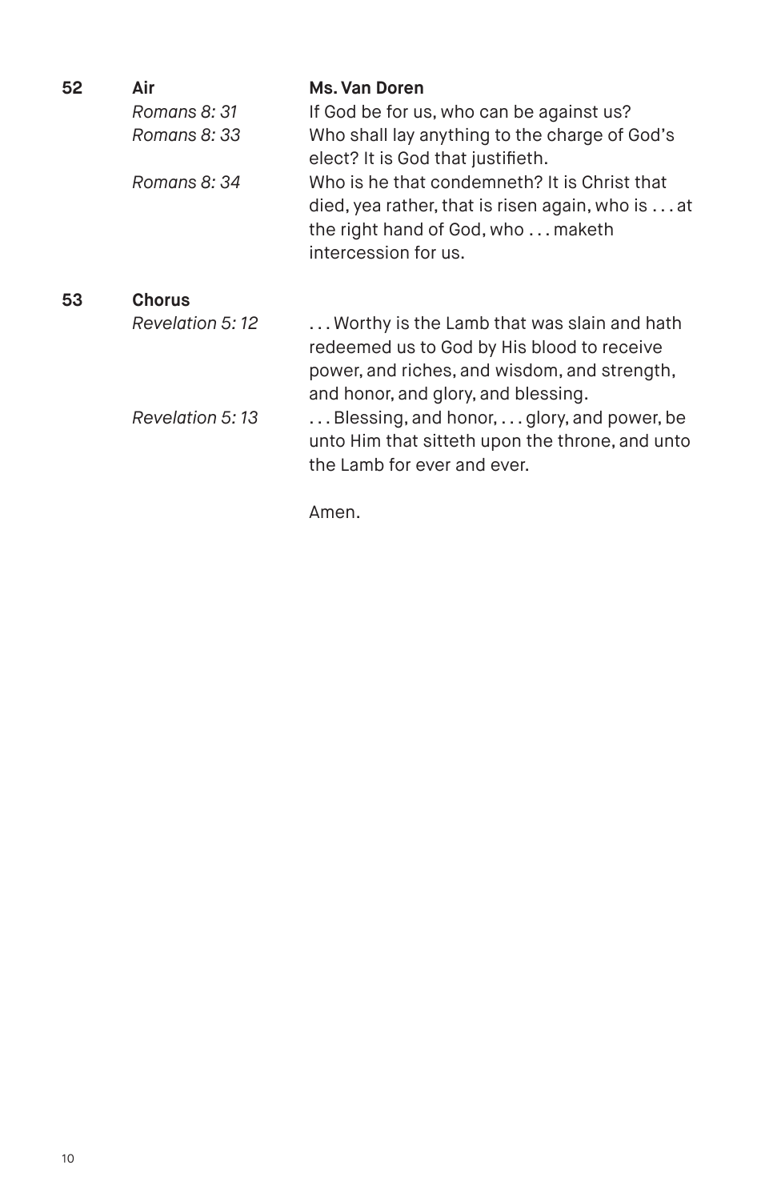**52** **Air** **Ms. Van Doren**

*Romans 8: 31* If God be for us, who can be against us?

*Romans 8: 33* Who shall lay anything to the charge of God's elect? It is God that justifieth.

*Romans 8: 34* Who is he that condemneth? It is Christ that died, yea rather, that is risen again, who is . . . at the right hand of God, who . . . maketh intercession for us.

**53** **Chorus**

*Revelation 5: 12* . . . Worthy is the Lamb that was slain and hath redeemed us to God by His blood to receive power, and riches, and wisdom, and strength, and honor, and glory, and blessing.

*Revelation 5: 13* . . . Blessing, and honor, . . . glory, and power, be unto Him that sitteth upon the throne, and unto the Lamb for ever and ever.

Amen.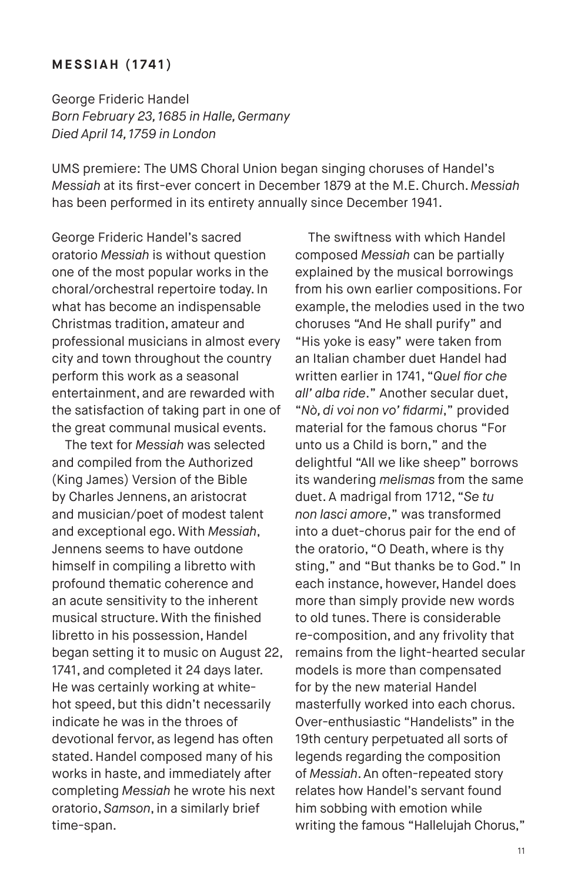## MESSIAH (1741)

George Frideric Handel
*Born February 23, 1685 in Halle, Germany*
*Died April 14, 1759 in London*

UMS premiere: The UMS Choral Union began singing choruses of Handel's *Messiah* at its first-ever concert in December 1879 at the M.E. Church. *Messiah* has been performed in its entirety annually since December 1941.

George Frideric Handel's sacred oratorio *Messiah* is without question one of the most popular works in the choral/orchestral repertoire today. In what has become an indispensable Christmas tradition, amateur and professional musicians in almost every city and town throughout the country perform this work as a seasonal entertainment, and are rewarded with the satisfaction of taking part in one of the great communal musical events.

The text for *Messiah* was selected and compiled from the Authorized (King James) Version of the Bible by Charles Jennens, an aristocrat and musician/poet of modest talent and exceptional ego. With *Messiah*, Jennens seems to have outdone himself in compiling a libretto with profound thematic coherence and an acute sensitivity to the inherent musical structure. With the finished libretto in his possession, Handel began setting it to music on August 22, 1741, and completed it 24 days later. He was certainly working at white-hot speed, but this didn't necessarily indicate he was in the throes of devotional fervor, as legend has often stated. Handel composed many of his works in haste, and immediately after completing *Messiah* he wrote his next oratorio, *Samson*, in a similarly brief time-span.

The swiftness with which Handel composed *Messiah* can be partially explained by the musical borrowings from his own earlier compositions. For example, the melodies used in the two choruses "And He shall purify" and "His yoke is easy" were taken from an Italian chamber duet Handel had written earlier in 1741, "*Quel fior che all' alba ride*." Another secular duet, "*Nò, di voi non vo' fidarmi*," provided material for the famous chorus "For unto us a Child is born," and the delightful "All we like sheep" borrows its wandering *melismas* from the same duet. A madrigal from 1712, "*Se tu non lasci amore*," was transformed into a duet-chorus pair for the end of the oratorio, "O Death, where is thy sting," and "But thanks be to God." In each instance, however, Handel does more than simply provide new words to old tunes. There is considerable re-composition, and any frivolity that remains from the light-hearted secular models is more than compensated for by the new material Handel masterfully worked into each chorus. Over-enthusiastic "Handelists" in the 19th century perpetuated all sorts of legends regarding the composition of *Messiah*. An often-repeated story relates how Handel's servant found him sobbing with emotion while writing the famous "Hallelujah Chorus,"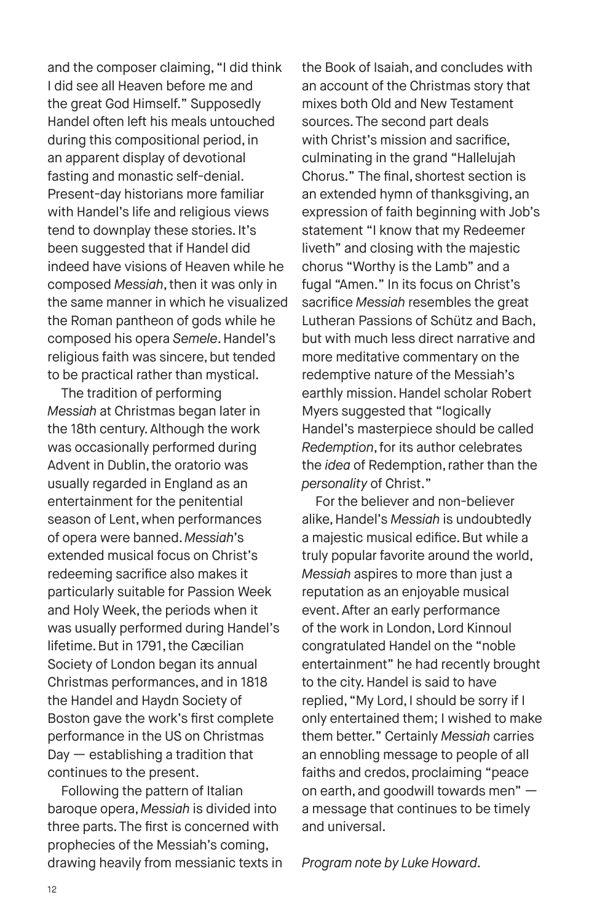and the composer claiming, "I did think I did see all Heaven before me and the great God Himself." Supposedly Handel often left his meals untouched during this compositional period, in an apparent display of devotional fasting and monastic self-denial. Present-day historians more familiar with Handel's life and religious views tend to downplay these stories. It's been suggested that if Handel did indeed have visions of Heaven while he composed *Messiah*, then it was only in the same manner in which he visualized the Roman pantheon of gods while he composed his opera *Semele*. Handel's religious faith was sincere, but tended to be practical rather than mystical.

The tradition of performing *Messiah* at Christmas began later in the 18th century. Although the work was occasionally performed during Advent in Dublin, the oratorio was usually regarded in England as an entertainment for the penitential season of Lent, when performances of opera were banned. *Messiah*'s extended musical focus on Christ's redeeming sacrifice also makes it particularly suitable for Passion Week and Holy Week, the periods when it was usually performed during Handel's lifetime. But in 1791, the Cæcilian Society of London began its annual Christmas performances, and in 1818 the Handel and Haydn Society of Boston gave the work's first complete performance in the US on Christmas Day — establishing a tradition that continues to the present.

Following the pattern of Italian baroque opera, *Messiah* is divided into three parts. The first is concerned with prophecies of the Messiah's coming, drawing heavily from messianic texts in the Book of Isaiah, and concludes with an account of the Christmas story that mixes both Old and New Testament sources. The second part deals with Christ's mission and sacrifice, culminating in the grand "Hallelujah Chorus." The final, shortest section is an extended hymn of thanksgiving, an expression of faith beginning with Job's statement "I know that my Redeemer liveth" and closing with the majestic chorus "Worthy is the Lamb" and a fugal "Amen." In its focus on Christ's sacrifice *Messiah* resembles the great Lutheran Passions of Schütz and Bach, but with much less direct narrative and more meditative commentary on the redemptive nature of the Messiah's earthly mission. Handel scholar Robert Myers suggested that "logically Handel's masterpiece should be called *Redemption*, for its author celebrates the *idea* of Redemption, rather than the *personality* of Christ."

For the believer and non-believer alike, Handel's *Messiah* is undoubtedly a majestic musical edifice. But while a truly popular favorite around the world, *Messiah* aspires to more than just a reputation as an enjoyable musical event. After an early performance of the work in London, Lord Kinnoul congratulated Handel on the "noble entertainment" he had recently brought to the city. Handel is said to have replied, "My Lord, I should be sorry if I only entertained them; I wished to make them better." Certainly *Messiah* carries an ennobling message to people of all faiths and credos, proclaiming "peace on earth, and goodwill towards men" — a message that continues to be timely and universal.

*Program note by Luke Howard.*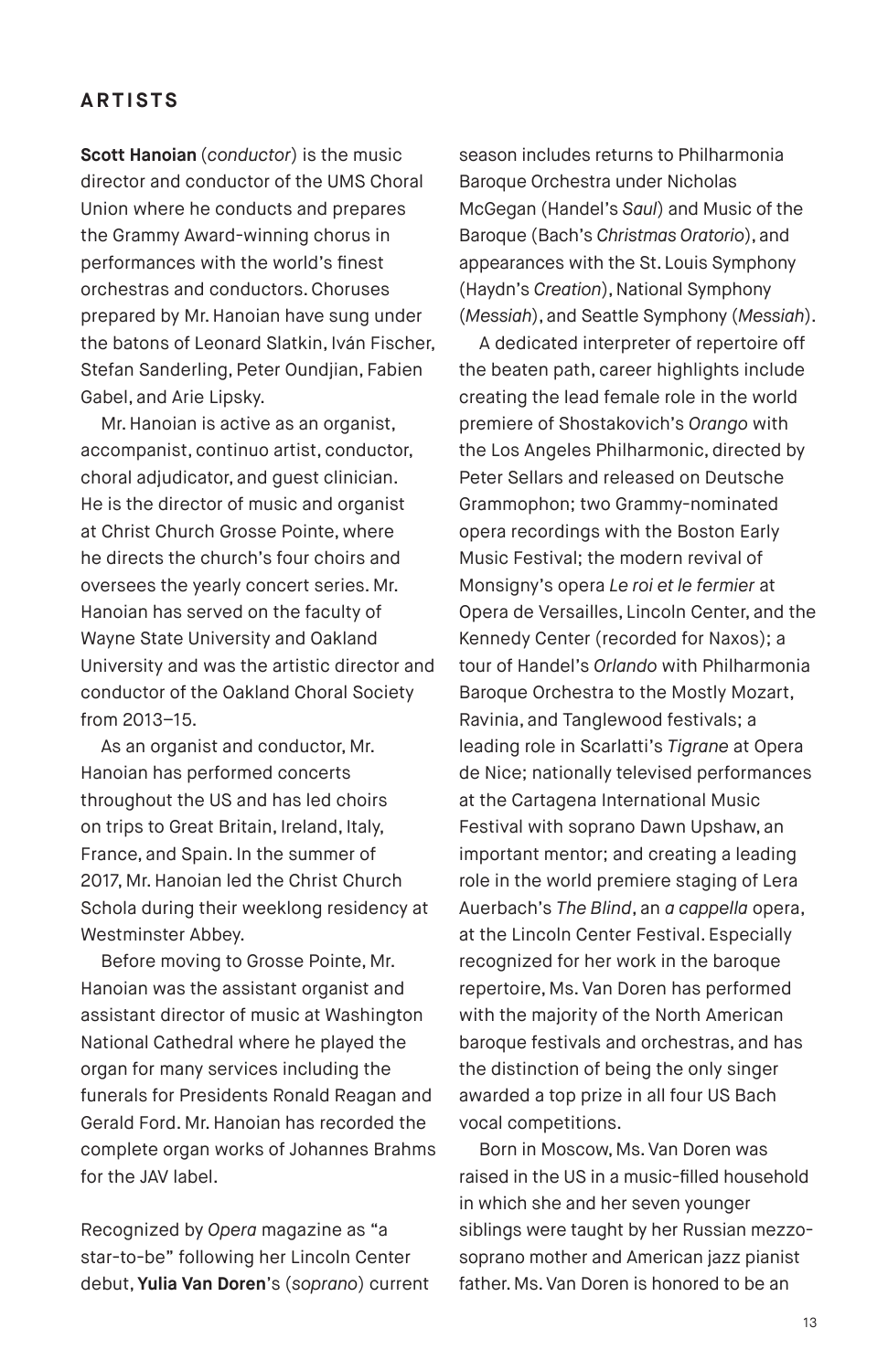## ARTISTS

**Scott Hanoian** (*conductor*) is the music director and conductor of the UMS Choral Union where he conducts and prepares the Grammy Award-winning chorus in performances with the world's finest orchestras and conductors. Choruses prepared by Mr. Hanoian have sung under the batons of Leonard Slatkin, Iván Fischer, Stefan Sanderling, Peter Oundjian, Fabien Gabel, and Arie Lipsky.

Mr. Hanoian is active as an organist, accompanist, continuo artist, conductor, choral adjudicator, and guest clinician. He is the director of music and organist at Christ Church Grosse Pointe, where he directs the church's four choirs and oversees the yearly concert series. Mr. Hanoian has served on the faculty of Wayne State University and Oakland University and was the artistic director and conductor of the Oakland Choral Society from 2013–15.

As an organist and conductor, Mr. Hanoian has performed concerts throughout the US and has led choirs on trips to Great Britain, Ireland, Italy, France, and Spain. In the summer of 2017, Mr. Hanoian led the Christ Church Schola during their weeklong residency at Westminster Abbey.

Before moving to Grosse Pointe, Mr. Hanoian was the assistant organist and assistant director of music at Washington National Cathedral where he played the organ for many services including the funerals for Presidents Ronald Reagan and Gerald Ford. Mr. Hanoian has recorded the complete organ works of Johannes Brahms for the JAV label.

Recognized by *Opera* magazine as "a star-to-be" following her Lincoln Center debut, **Yulia Van Doren**'s (*soprano*) current season includes returns to Philharmonia Baroque Orchestra under Nicholas McGegan (Handel's *Saul*) and Music of the Baroque (Bach's *Christmas Oratorio*), and appearances with the St. Louis Symphony (Haydn's *Creation*), National Symphony (*Messiah*), and Seattle Symphony (*Messiah*).

A dedicated interpreter of repertoire off the beaten path, career highlights include creating the lead female role in the world premiere of Shostakovich's *Orango* with the Los Angeles Philharmonic, directed by Peter Sellars and released on Deutsche Grammophon; two Grammy-nominated opera recordings with the Boston Early Music Festival; the modern revival of Monsigny's opera *Le roi et le fermier* at Opera de Versailles, Lincoln Center, and the Kennedy Center (recorded for Naxos); a tour of Handel's *Orlando* with Philharmonia Baroque Orchestra to the Mostly Mozart, Ravinia, and Tanglewood festivals; a leading role in Scarlatti's *Tigrane* at Opera de Nice; nationally televised performances at the Cartagena International Music Festival with soprano Dawn Upshaw, an important mentor; and creating a leading role in the world premiere staging of Lera Auerbach's *The Blind*, an *a cappella* opera, at the Lincoln Center Festival. Especially recognized for her work in the baroque repertoire, Ms. Van Doren has performed with the majority of the North American baroque festivals and orchestras, and has the distinction of being the only singer awarded a top prize in all four US Bach vocal competitions.

Born in Moscow, Ms. Van Doren was raised in the US in a music-filled household in which she and her seven younger siblings were taught by her Russian mezzo-soprano mother and American jazz pianist father. Ms. Van Doren is honored to be an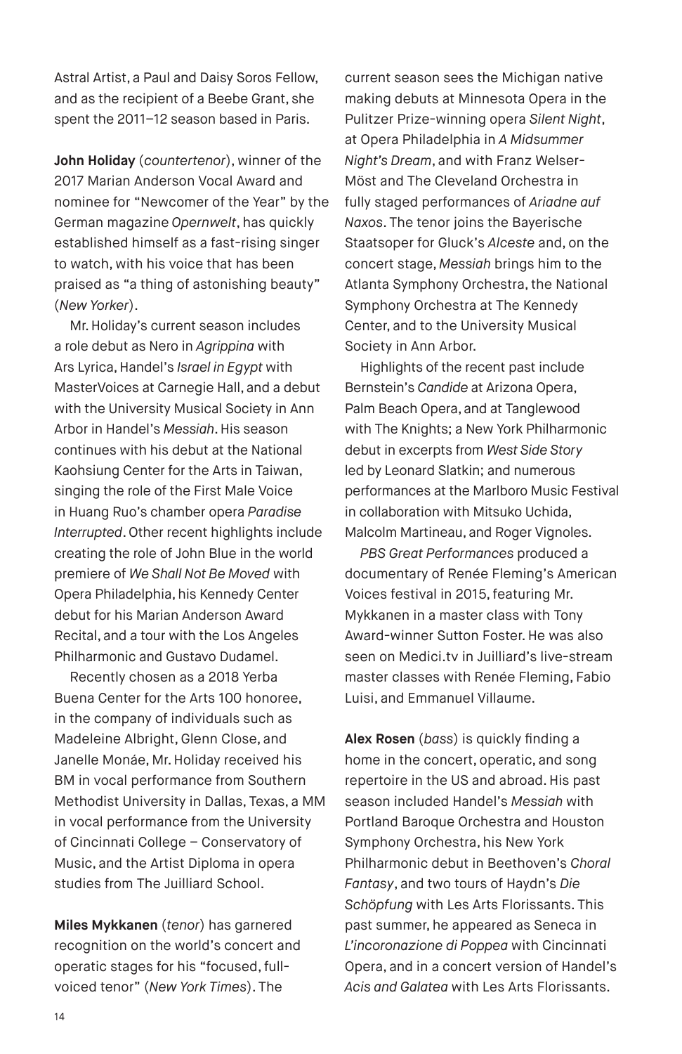Astral Artist, a Paul and Daisy Soros Fellow, and as the recipient of a Beebe Grant, she spent the 2011–12 season based in Paris.

**John Holiday** (*countertenor*), winner of the 2017 Marian Anderson Vocal Award and nominee for "Newcomer of the Year" by the German magazine *Opernwelt*, has quickly established himself as a fast-rising singer to watch, with his voice that has been praised as "a thing of astonishing beauty" (*New Yorker*).

Mr. Holiday's current season includes a role debut as Nero in *Agrippina* with Ars Lyrica, Handel's *Israel in Egypt* with MasterVoices at Carnegie Hall, and a debut with the University Musical Society in Ann Arbor in Handel's *Messiah*. His season continues with his debut at the National Kaohsiung Center for the Arts in Taiwan, singing the role of the First Male Voice in Huang Ruo's chamber opera *Paradise Interrupted*. Other recent highlights include creating the role of John Blue in the world premiere of *We Shall Not Be Moved* with Opera Philadelphia, his Kennedy Center debut for his Marian Anderson Award Recital, and a tour with the Los Angeles Philharmonic and Gustavo Dudamel.

Recently chosen as a 2018 Yerba Buena Center for the Arts 100 honoree, in the company of individuals such as Madeleine Albright, Glenn Close, and Janelle Monáe, Mr. Holiday received his BM in vocal performance from Southern Methodist University in Dallas, Texas, a MM in vocal performance from the University of Cincinnati College – Conservatory of Music, and the Artist Diploma in opera studies from The Juilliard School.

**Miles Mykkanen** (*tenor*) has garnered recognition on the world's concert and operatic stages for his "focused, full-voiced tenor" (*New York Times*). The current season sees the Michigan native making debuts at Minnesota Opera in the Pulitzer Prize-winning opera *Silent Night*, at Opera Philadelphia in *A Midsummer Night's Dream*, and with Franz Welser-Möst and The Cleveland Orchestra in fully staged performances of *Ariadne auf Naxos*. The tenor joins the Bayerische Staatsoper for Gluck's *Alceste* and, on the concert stage, *Messiah* brings him to the Atlanta Symphony Orchestra, the National Symphony Orchestra at The Kennedy Center, and to the University Musical Society in Ann Arbor.

Highlights of the recent past include Bernstein's *Candide* at Arizona Opera, Palm Beach Opera, and at Tanglewood with The Knights; a New York Philharmonic debut in excerpts from *West Side Story* led by Leonard Slatkin; and numerous performances at the Marlboro Music Festival in collaboration with Mitsuko Uchida, Malcolm Martineau, and Roger Vignoles.

*PBS Great Performances* produced a documentary of Renée Fleming's American Voices festival in 2015, featuring Mr. Mykkanen in a master class with Tony Award-winner Sutton Foster. He was also seen on Medici.tv in Juilliard's live-stream master classes with Renée Fleming, Fabio Luisi, and Emmanuel Villaume.

**Alex Rosen** (*bass*) is quickly finding a home in the concert, operatic, and song repertoire in the US and abroad. His past season included Handel's *Messiah* with Portland Baroque Orchestra and Houston Symphony Orchestra, his New York Philharmonic debut in Beethoven's *Choral Fantasy*, and two tours of Haydn's *Die Schöpfung* with Les Arts Florissants. This past summer, he appeared as Seneca in *L'incoronazione di Poppea* with Cincinnati Opera, and in a concert version of Handel's *Acis and Galatea* with Les Arts Florissants.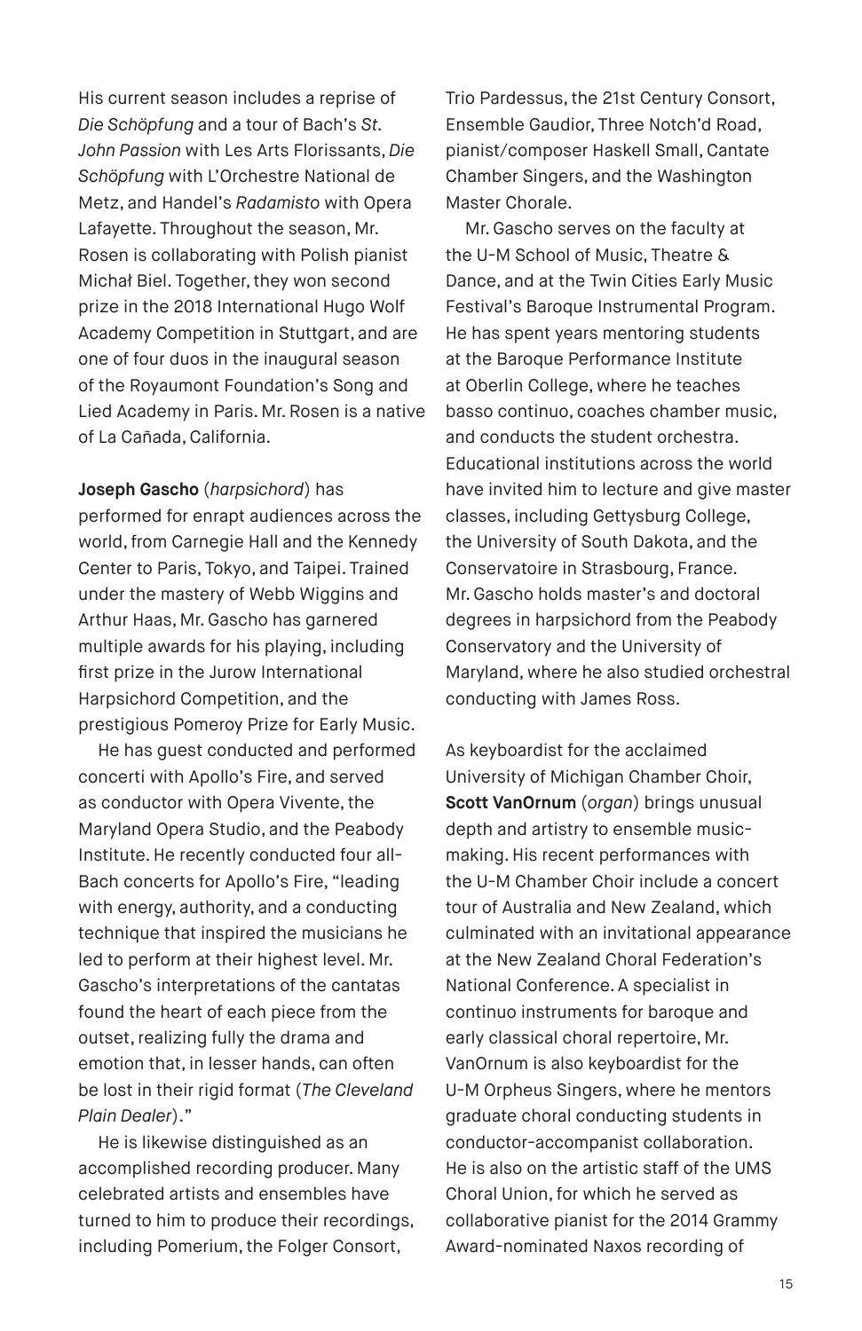His current season includes a reprise of *Die Schöpfung* and a tour of Bach's *St. John Passion* with Les Arts Florissants, *Die Schöpfung* with L'Orchestre National de Metz, and Handel's *Radamisto* with Opera Lafayette. Throughout the season, Mr. Rosen is collaborating with Polish pianist Michał Biel. Together, they won second prize in the 2018 International Hugo Wolf Academy Competition in Stuttgart, and are one of four duos in the inaugural season of the Royaumont Foundation's Song and Lied Academy in Paris. Mr. Rosen is a native of La Cañada, California.

**Joseph Gascho** (*harpsichord*) has performed for enrapt audiences across the world, from Carnegie Hall and the Kennedy Center to Paris, Tokyo, and Taipei. Trained under the mastery of Webb Wiggins and Arthur Haas, Mr. Gascho has garnered multiple awards for his playing, including first prize in the Jurow International Harpsichord Competition, and the prestigious Pomeroy Prize for Early Music.

He has guest conducted and performed concerti with Apollo's Fire, and served as conductor with Opera Vivente, the Maryland Opera Studio, and the Peabody Institute. He recently conducted four all-Bach concerts for Apollo's Fire, "leading with energy, authority, and a conducting technique that inspired the musicians he led to perform at their highest level. Mr. Gascho's interpretations of the cantatas found the heart of each piece from the outset, realizing fully the drama and emotion that, in lesser hands, can often be lost in their rigid format (*The Cleveland Plain Dealer*)."

He is likewise distinguished as an accomplished recording producer. Many celebrated artists and ensembles have turned to him to produce their recordings, including Pomerium, the Folger Consort, Trio Pardessus, the 21st Century Consort, Ensemble Gaudior, Three Notch'd Road, pianist/composer Haskell Small, Cantate Chamber Singers, and the Washington Master Chorale.

Mr. Gascho serves on the faculty at the U-M School of Music, Theatre & Dance, and at the Twin Cities Early Music Festival's Baroque Instrumental Program. He has spent years mentoring students at the Baroque Performance Institute at Oberlin College, where he teaches basso continuo, coaches chamber music, and conducts the student orchestra. Educational institutions across the world have invited him to lecture and give master classes, including Gettysburg College, the University of South Dakota, and the Conservatoire in Strasbourg, France. Mr. Gascho holds master's and doctoral degrees in harpsichord from the Peabody Conservatory and the University of Maryland, where he also studied orchestral conducting with James Ross.

As keyboardist for the acclaimed University of Michigan Chamber Choir, **Scott VanOrnum** (*organ*) brings unusual depth and artistry to ensemble music-making. His recent performances with the U-M Chamber Choir include a concert tour of Australia and New Zealand, which culminated with an invitational appearance at the New Zealand Choral Federation's National Conference. A specialist in continuo instruments for baroque and early classical choral repertoire, Mr. VanOrnum is also keyboardist for the U-M Orpheus Singers, where he mentors graduate choral conducting students in conductor-accompanist collaboration. He is also on the artistic staff of the UMS Choral Union, for which he served as collaborative pianist for the 2014 Grammy Award-nominated Naxos recording of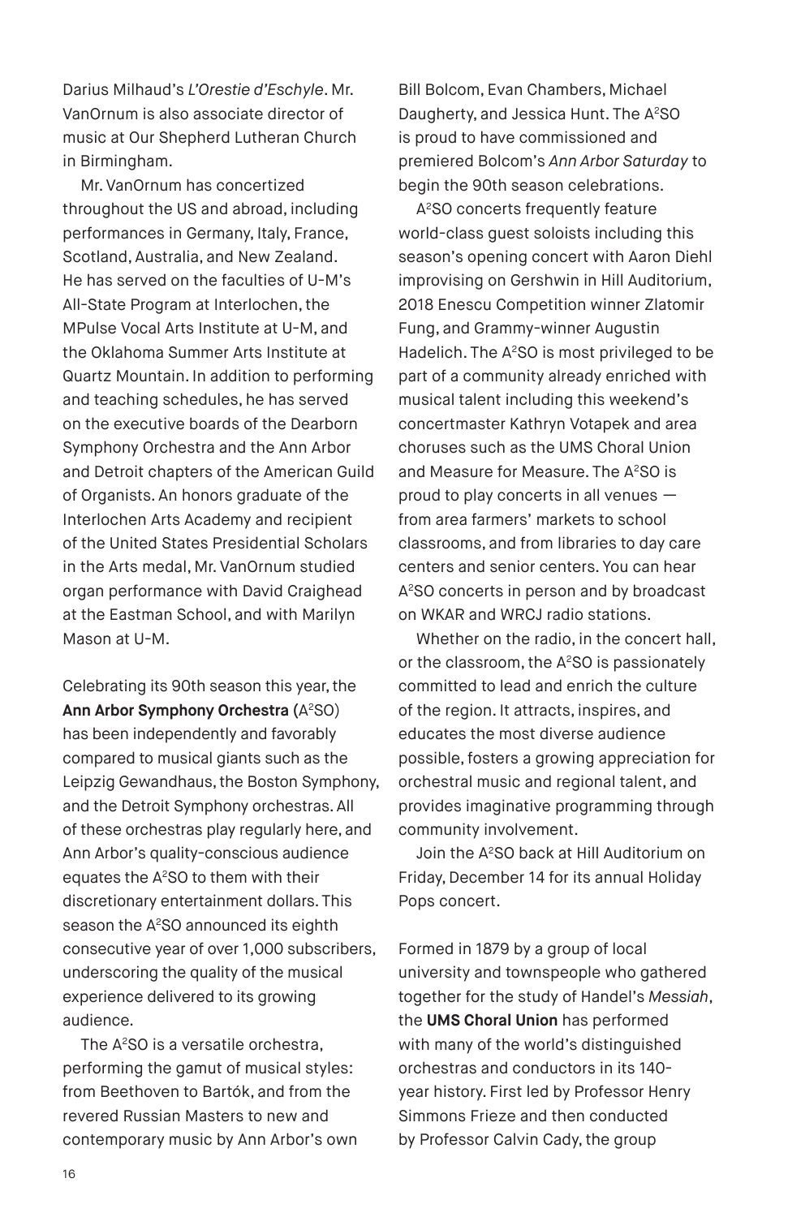Darius Milhaud's *L'Orestie d'Eschyle*. Mr. VanOrnum is also associate director of music at Our Shepherd Lutheran Church in Birmingham.

Mr. VanOrnum has concertized throughout the US and abroad, including performances in Germany, Italy, France, Scotland, Australia, and New Zealand. He has served on the faculties of U-M's All-State Program at Interlochen, the MPulse Vocal Arts Institute at U-M, and the Oklahoma Summer Arts Institute at Quartz Mountain. In addition to performing and teaching schedules, he has served on the executive boards of the Dearborn Symphony Orchestra and the Ann Arbor and Detroit chapters of the American Guild of Organists. An honors graduate of the Interlochen Arts Academy and recipient of the United States Presidential Scholars in the Arts medal, Mr. VanOrnum studied organ performance with David Craighead at the Eastman School, and with Marilyn Mason at U-M.

Celebrating its 90th season this year, the **Ann Arbor Symphony Orchestra (**A²SO) has been independently and favorably compared to musical giants such as the Leipzig Gewandhaus, the Boston Symphony, and the Detroit Symphony orchestras. All of these orchestras play regularly here, and Ann Arbor's quality-conscious audience equates the A²SO to them with their discretionary entertainment dollars. This season the A²SO announced its eighth consecutive year of over 1,000 subscribers, underscoring the quality of the musical experience delivered to its growing audience.

The A²SO is a versatile orchestra, performing the gamut of musical styles: from Beethoven to Bartók, and from the revered Russian Masters to new and contemporary music by Ann Arbor's own Bill Bolcom, Evan Chambers, Michael Daugherty, and Jessica Hunt. The A²SO is proud to have commissioned and premiered Bolcom's *Ann Arbor Saturday* to begin the 90th season celebrations.

A²SO concerts frequently feature world-class guest soloists including this season's opening concert with Aaron Diehl improvising on Gershwin in Hill Auditorium, 2018 Enescu Competition winner Zlatomir Fung, and Grammy-winner Augustin Hadelich. The A²SO is most privileged to be part of a community already enriched with musical talent including this weekend's concertmaster Kathryn Votapek and area choruses such as the UMS Choral Union and Measure for Measure. The A²SO is proud to play concerts in all venues — from area farmers' markets to school classrooms, and from libraries to day care centers and senior centers. You can hear A²SO concerts in person and by broadcast on WKAR and WRCJ radio stations.

Whether on the radio, in the concert hall, or the classroom, the A²SO is passionately committed to lead and enrich the culture of the region. It attracts, inspires, and educates the most diverse audience possible, fosters a growing appreciation for orchestral music and regional talent, and provides imaginative programming through community involvement.

Join the A²SO back at Hill Auditorium on Friday, December 14 for its annual Holiday Pops concert.

Formed in 1879 by a group of local university and townspeople who gathered together for the study of Handel's *Messiah*, the **UMS Choral Union** has performed with many of the world's distinguished orchestras and conductors in its 140-year history. First led by Professor Henry Simmons Frieze and then conducted by Professor Calvin Cady, the group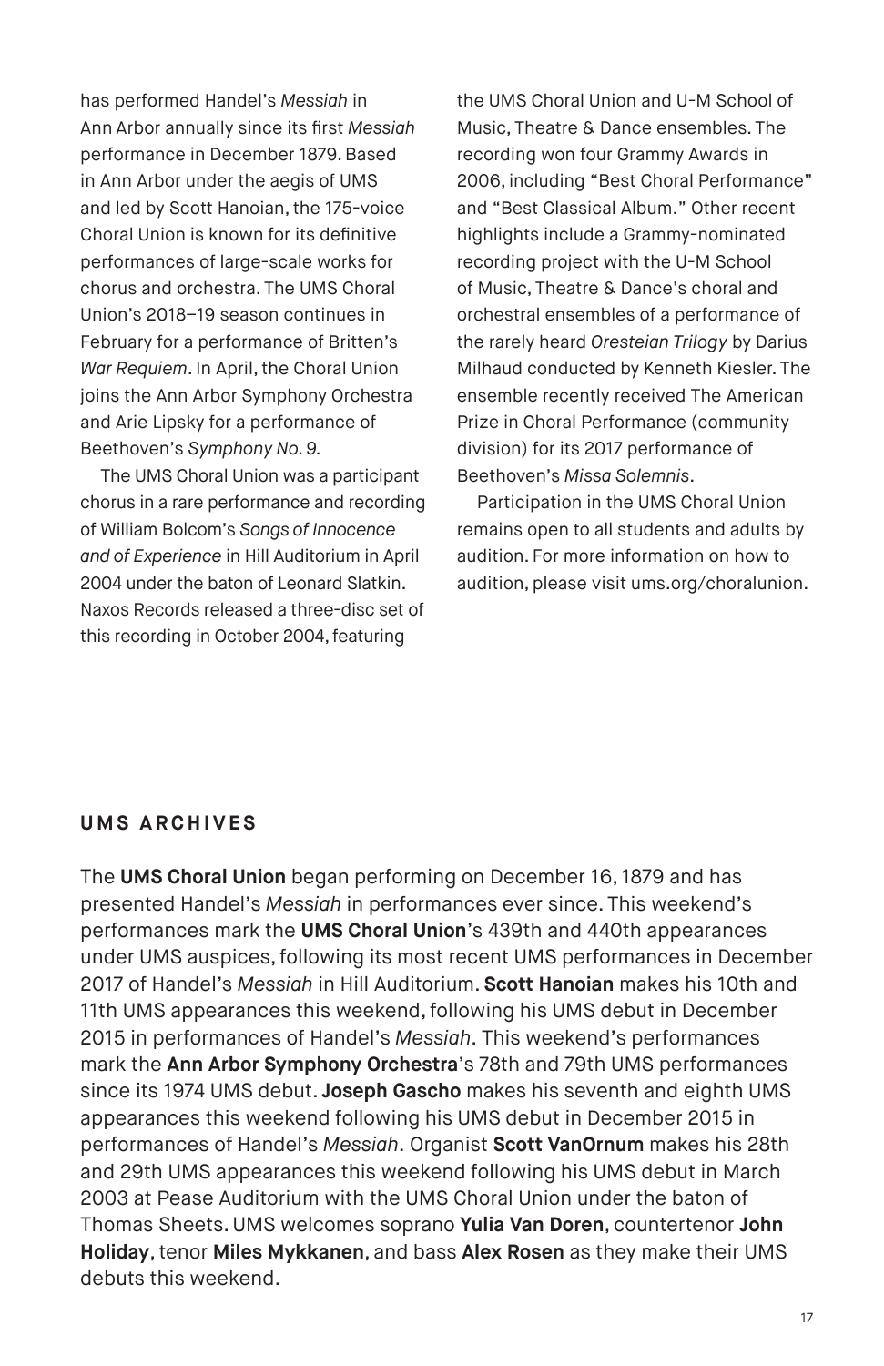has performed Handel's *Messiah* in Ann Arbor annually since its first *Messiah* performance in December 1879. Based in Ann Arbor under the aegis of UMS and led by Scott Hanoian, the 175-voice Choral Union is known for its definitive performances of large-scale works for chorus and orchestra. The UMS Choral Union's 2018–19 season continues in February for a performance of Britten's *War Requiem*. In April, the Choral Union joins the Ann Arbor Symphony Orchestra and Arie Lipsky for a performance of Beethoven's *Symphony No. 9.*

The UMS Choral Union was a participant chorus in a rare performance and recording of William Bolcom's *Songs of Innocence and of Experience* in Hill Auditorium in April 2004 under the baton of Leonard Slatkin. Naxos Records released a three-disc set of this recording in October 2004, featuring the UMS Choral Union and U-M School of Music, Theatre & Dance ensembles. The recording won four Grammy Awards in 2006, including "Best Choral Performance" and "Best Classical Album." Other recent highlights include a Grammy-nominated recording project with the U-M School of Music, Theatre & Dance's choral and orchestral ensembles of a performance of the rarely heard *Oresteian Trilogy* by Darius Milhaud conducted by Kenneth Kiesler. The ensemble recently received The American Prize in Choral Performance (community division) for its 2017 performance of Beethoven's *Missa Solemnis*.

Participation in the UMS Choral Union remains open to all students and adults by audition. For more information on how to audition, please visit ums.org/choralunion.

## UMS ARCHIVES

The **UMS Choral Union** began performing on December 16, 1879 and has presented Handel's *Messiah* in performances ever since. This weekend's performances mark the **UMS Choral Union**'s 439th and 440th appearances under UMS auspices, following its most recent UMS performances in December 2017 of Handel's *Messiah* in Hill Auditorium. **Scott Hanoian** makes his 10th and 11th UMS appearances this weekend, following his UMS debut in December 2015 in performances of Handel's *Messiah*. This weekend's performances mark the **Ann Arbor Symphony Orchestra**'s 78th and 79th UMS performances since its 1974 UMS debut. **Joseph Gascho** makes his seventh and eighth UMS appearances this weekend following his UMS debut in December 2015 in performances of Handel's *Messiah*. Organist **Scott VanOrnum** makes his 28th and 29th UMS appearances this weekend following his UMS debut in March 2003 at Pease Auditorium with the UMS Choral Union under the baton of Thomas Sheets. UMS welcomes soprano **Yulia Van Doren**, countertenor **John Holiday**, tenor **Miles Mykkanen**, and bass **Alex Rosen** as they make their UMS debuts this weekend.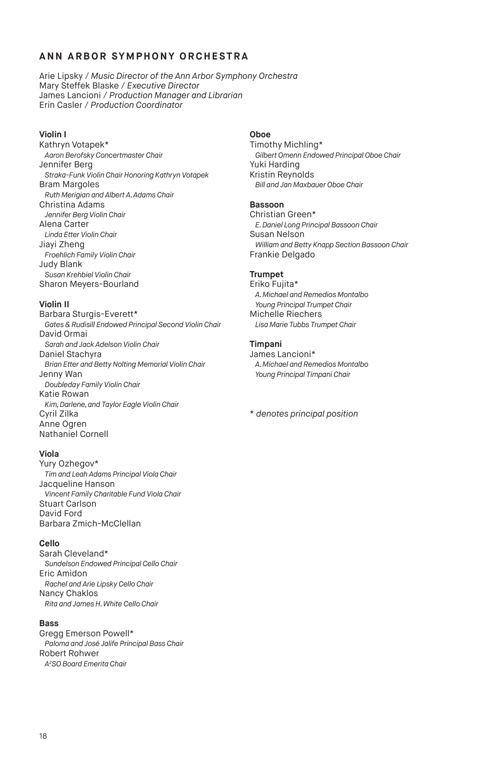## ANN ARBOR SYMPHONY ORCHESTRA

Arie Lipsky / *Music Director of the Ann Arbor Symphony Orchestra*
Mary Steffek Blaske / *Executive Director*
James Lancioni / *Production Manager and Librarian*
Erin Casler / *Production Coordinator*

**Violin I**
Kathryn Votapek*
*Aaron Berofsky Concertmaster Chair*
Jennifer Berg
*Straka-Funk Violin Chair Honoring Kathryn Votapek*
Bram Margoles
*Ruth Merigian and Albert A. Adams Chair*
Christina Adams
*Jennifer Berg Violin Chair*
Alena Carter
*Linda Etter Violin Chair*
Jiayi Zheng
*Froehlich Family Violin Chair*
Judy Blank
*Susan Krehbiel Violin Chair*
Sharon Meyers-Bourland

**Violin II**
Barbara Sturgis-Everett*
*Gates & Rudisill Endowed Principal Second Violin Chair*
David Ormai
*Sarah and Jack Adelson Violin Chair*
Daniel Stachyra
*Brian Etter and Betty Nolting Memorial Violin Chair*
Jenny Wan
*Doubleday Family Violin Chair*
Katie Rowan
*Kim, Darlene, and Taylor Eagle Violin Chair*
Cyril Zilka
Anne Ogren
Nathaniel Cornell

**Viola**
Yury Ozhegov*
*Tim and Leah Adams Principal Viola Chair*
Jacqueline Hanson
*Vincent Family Charitable Fund Viola Chair*
Stuart Carlson
David Ford
Barbara Zmich-McClellan

**Cello**
Sarah Cleveland*
*Sundelson Endowed Principal Cello Chair*
Eric Amidon
*Rachel and Arie Lipsky Cello Chair*
Nancy Chaklos
*Rita and James H. White Cello Chair*

**Bass**
Gregg Emerson Powell*
*Paloma and José Jalife Principal Bass Chair*
Robert Rohwer
*A²SO Board Emerita Chair*

**Oboe**
Timothy Michling*
*Gilbert Omenn Endowed Principal Oboe Chair*
Yuki Harding
Kristin Reynolds
*Bill and Jan Maxbauer Oboe Chair*

**Bassoon**
Christian Green*
*E. Daniel Long Principal Bassoon Chair*
Susan Nelson
*William and Betty Knapp Section Bassoon Chair*
Frankie Delgado

**Trumpet**
Eriko Fujita*
*A. Michael and Remedios Montalbo Young Principal Trumpet Chair*
Michelle Riechers
*Lisa Marie Tubbs Trumpet Chair*

**Timpani**
James Lancioni*
*A. Michael and Remedios Montalbo Young Principal Timpani Chair*

*\* denotes principal position*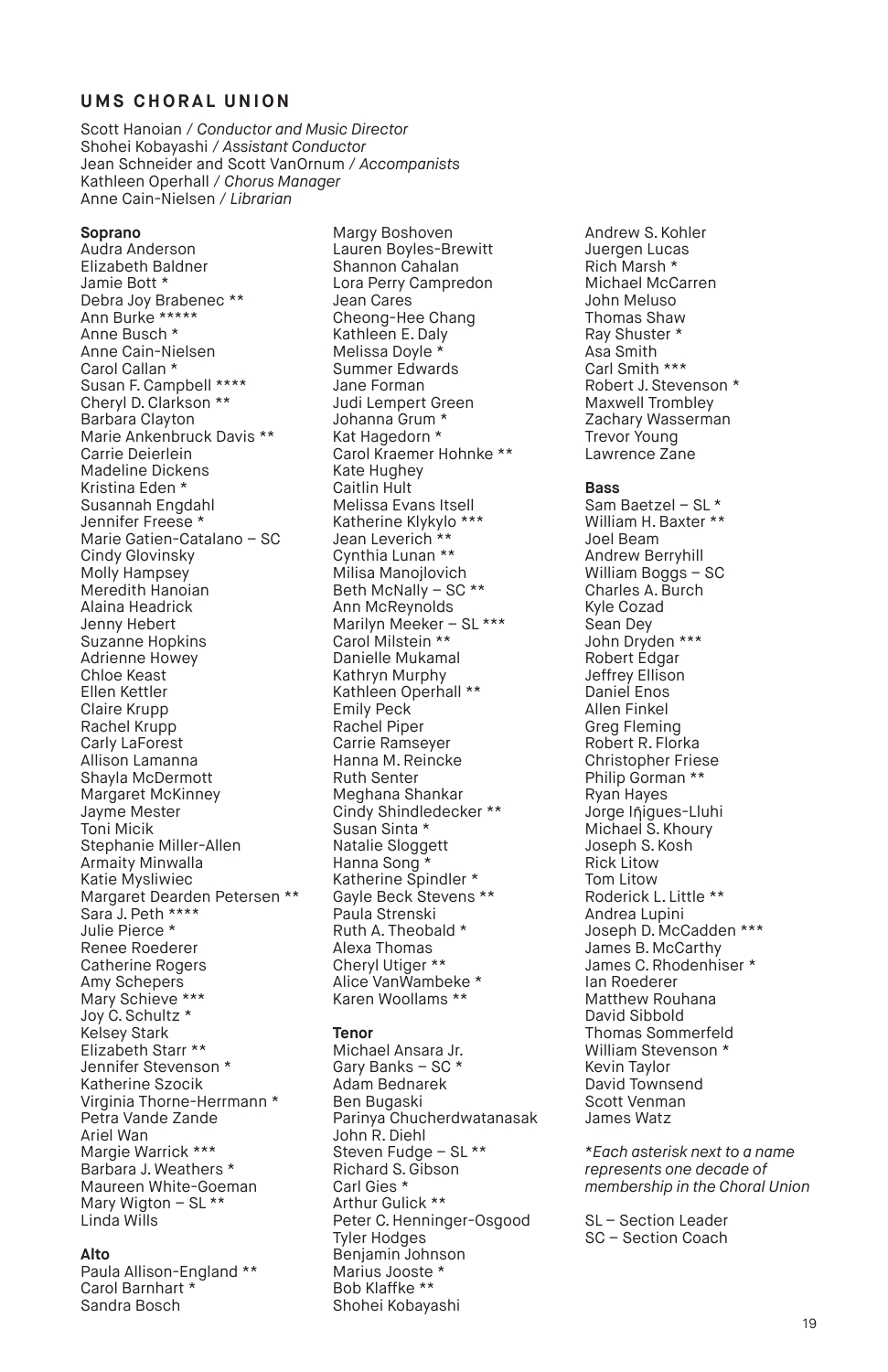## UMS CHORAL UNION

Scott Hanoian / *Conductor and Music Director*
Shohei Kobayashi / *Assistant Conductor*
Jean Schneider and Scott VanOrnum / *Accompanists*
Kathleen Operhall / *Chorus Manager*
Anne Cain-Nielsen / *Librarian*

**Soprano**
Audra Anderson
Elizabeth Baldner
Jamie Bott *
Debra Joy Brabenec **
Ann Burke *****
Anne Busch *
Anne Cain-Nielsen
Carol Callan *
Susan F. Campbell ****
Cheryl D. Clarkson **
Barbara Clayton
Marie Ankenbruck Davis **
Carrie Deierlein
Madeline Dickens
Kristina Eden *
Susannah Engdahl
Jennifer Freese *
Marie Gatien-Catalano – SC
Cindy Glovinsky
Molly Hampsey
Meredith Hanoian
Alaina Headrick
Jenny Hebert
Suzanne Hopkins
Adrienne Howey
Chloe Keast
Ellen Kettler
Claire Krupp
Rachel Krupp
Carly LaForest
Allison Lamanna
Shayla McDermott
Margaret McKinney
Jayme Mester
Toni Micik
Stephanie Miller-Allen
Armaity Minwalla
Katie Mysliwiec
Margaret Dearden Petersen **
Sara J. Peth ****
Julie Pierce *
Renee Roederer
Catherine Rogers
Amy Schepers
Mary Schieve ***
Joy C. Schultz *
Kelsey Stark
Elizabeth Starr **
Jennifer Stevenson *
Katherine Szocik
Virginia Thorne-Herrmann *
Petra Vande Zande
Ariel Wan
Margie Warrick ***
Barbara J. Weathers *
Maureen White-Goeman
Mary Wigton – SL **
Linda Wills

**Alto**
Paula Allison-England **
Carol Barnhart *
Sandra Bosch
Margy Boshoven
Lauren Boyles-Brewitt
Shannon Cahalan
Lora Perry Campredon
Jean Cares
Cheong-Hee Chang
Kathleen E. Daly
Melissa Doyle *
Summer Edwards
Jane Forman
Judi Lempert Green
Johanna Grum *
Kat Hagedorn *
Carol Kraemer Hohnke **
Kate Hughey
Caitlin Hult
Melissa Evans Itsell
Katherine Klykylo ***
Jean Leverich **
Cynthia Lunan **
Milisa Manojlovich
Beth McNally – SC **
Ann McReynolds
Marilyn Meeker – SL ***
Carol Milstein **
Danielle Mukamal
Kathryn Murphy
Kathleen Operhall **
Emily Peck
Rachel Piper
Carrie Ramseyer
Hanna M. Reincke
Ruth Senter
Meghana Shankar
Cindy Shindledecker **
Susan Sinta *
Natalie Sloggett
Hanna Song *
Katherine Spindler *
Gayle Beck Stevens **
Paula Strenski
Ruth A. Theobald *
Alexa Thomas
Cheryl Utiger **
Alice VanWambeke *
Karen Woollams **

**Tenor**
Michael Ansara Jr.
Gary Banks – SC *
Adam Bednarek
Ben Bugaski
Parinya Chucherdwatanasak
John R. Diehl
Steven Fudge – SL **
Richard S. Gibson
Carl Gies *
Arthur Gulick **
Peter C. Henninger-Osgood
Tyler Hodges
Benjamin Johnson
Marius Jooste *
Bob Klaffke **
Shohei Kobayashi
Andrew S. Kohler
Juergen Lucas
Rich Marsh *
Michael McCarren
John Meluso
Thomas Shaw
Ray Shuster *
Asa Smith
Carl Smith ***
Robert J. Stevenson *
Maxwell Trombley
Zachary Wasserman
Trevor Young
Lawrence Zane

**Bass**
Sam Baetzel – SL *
William H. Baxter **
Joel Beam
Andrew Berryhill
William Boggs – SC
Charles A. Burch
Kyle Cozad
Sean Dey
John Dryden ***
Robert Edgar
Jeffrey Ellison
Daniel Enos
Allen Finkel
Greg Fleming
Robert R. Florka
Christopher Friese
Philip Gorman **
Ryan Hayes
Jorge Iñigues-Lluhi
Michael S. Khoury
Joseph S. Kosh
Rick Litow
Tom Litow
Roderick L. Little **
Andrea Lupini
Joseph D. McCadden ***
James B. McCarthy
James C. Rhodenhiser *
Ian Roederer
Matthew Rouhana
David Sibbold
Thomas Sommerfeld
William Stevenson *
Kevin Taylor
David Townsend
Scott Venman
James Watz

*\*Each asterisk next to a name represents one decade of membership in the Choral Union*

SL – Section Leader
SC – Section Coach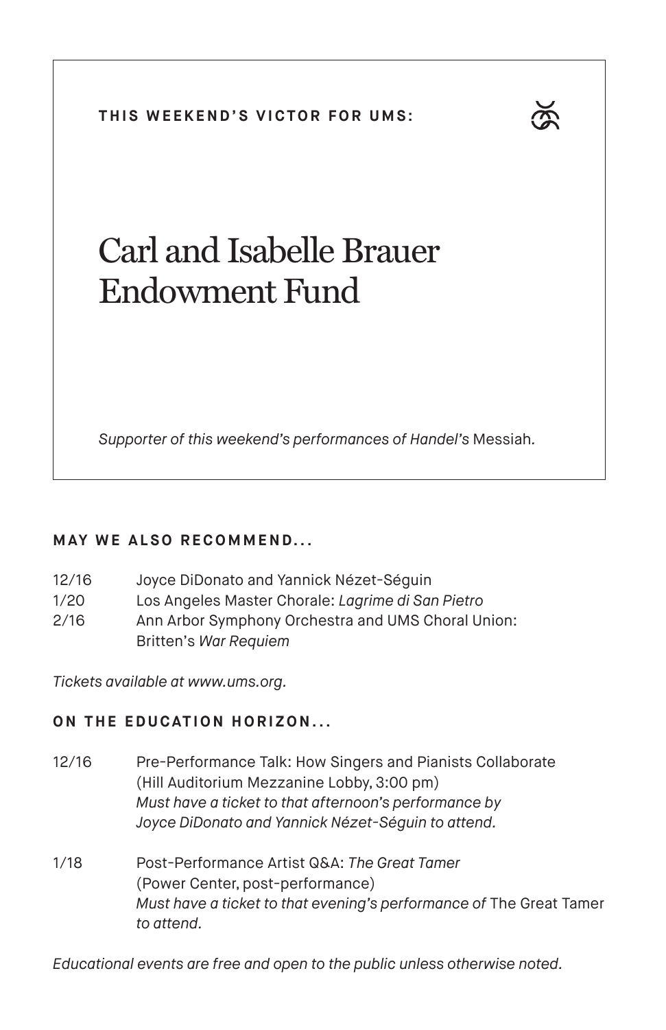**THIS WEEKEND'S VICTOR FOR UMS:**

# Carl and Isabelle Brauer Endowment Fund

*Supporter of this weekend's performances of Handel's* Messiah.

**MAY WE ALSO RECOMMEND...**

| | |
|---|---|
| 12/16 | Joyce DiDonato and Yannick Nézet-Séguin |
| 1/20 | Los Angeles Master Chorale: *Lagrime di San Pietro* |
| 2/16 | Ann Arbor Symphony Orchestra and UMS Choral Union: Britten's *War Requiem* |

*Tickets available at www.ums.org.*

**ON THE EDUCATION HORIZON...**

| | |
|---|---|
| 12/16 | Pre-Performance Talk: How Singers and Pianists Collaborate (Hill Auditorium Mezzanine Lobby, 3:00 pm) *Must have a ticket to that afternoon's performance by Joyce DiDonato and Yannick Nézet-Séguin to attend.* |
| 1/18 | Post-Performance Artist Q&A: *The Great Tamer* (Power Center, post-performance) *Must have a ticket to that evening's performance of* The Great Tamer *to attend.* |

*Educational events are free and open to the public unless otherwise noted.*